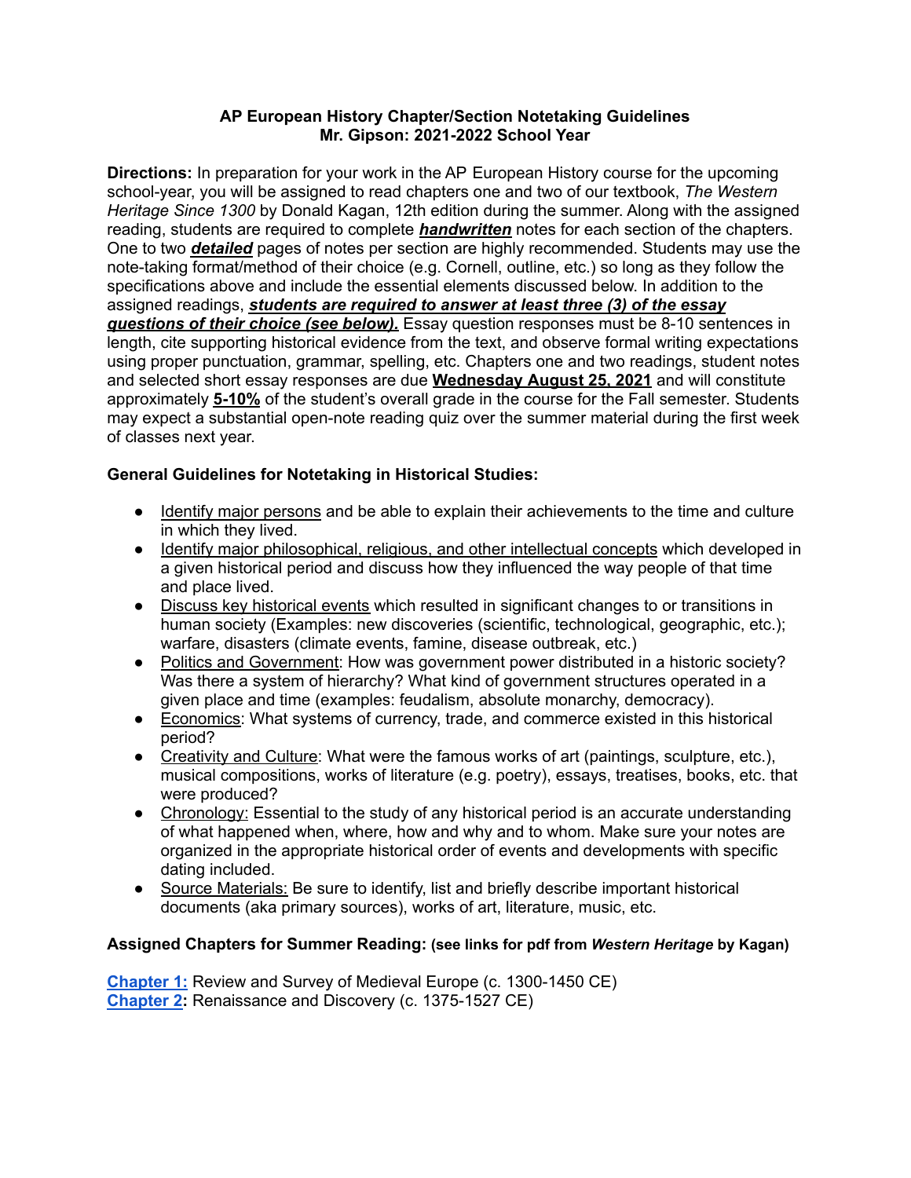# AP European History Chapter/Section Notetaking Guidelines
## Mr. Gipson: 2021-2022 School Year

**Directions:** In preparation for your work in the AP European History course for the upcoming school-year, you will be assigned to read chapters one and two of our textbook, *The Western Heritage Since 1300* by Donald Kagan, 12th edition during the summer. Along with the assigned reading, students are required to complete ***handwritten*** notes for each section of the chapters. One to two ***detailed*** pages of notes per section are highly recommended. Students may use the note-taking format/method of their choice (e.g. Cornell, outline, etc.) so long as they follow the specifications above and include the essential elements discussed below. In addition to the assigned readings, ***students are required to answer at least three (3) of the essay questions of their choice (see below).*** Essay question responses must be 8-10 sentences in length, cite supporting historical evidence from the text, and observe formal writing expectations using proper punctuation, grammar, spelling, etc. Chapters one and two readings, student notes and selected short essay responses are due **Wednesday August 25, 2021** and will constitute approximately **5-10%** of the student's overall grade in the course for the Fall semester. Students may expect a substantial open-note reading quiz over the summer material during the first week of classes next year.

**General Guidelines for Notetaking in Historical Studies:**

- Identify major persons and be able to explain their achievements to the time and culture in which they lived.
- Identify major philosophical, religious, and other intellectual concepts which developed in a given historical period and discuss how they influenced the way people of that time and place lived.
- Discuss key historical events which resulted in significant changes to or transitions in human society (Examples: new discoveries (scientific, technological, geographic, etc.); warfare, disasters (climate events, famine, disease outbreak, etc.)
- Politics and Government: How was government power distributed in a historic society? Was there a system of hierarchy? What kind of government structures operated in a given place and time (examples: feudalism, absolute monarchy, democracy).
- Economics: What systems of currency, trade, and commerce existed in this historical period?
- Creativity and Culture: What were the famous works of art (paintings, sculpture, etc.), musical compositions, works of literature (e.g. poetry), essays, treatises, books, etc. that were produced?
- Chronology: Essential to the study of any historical period is an accurate understanding of what happened when, where, how and why and to whom. Make sure your notes are organized in the appropriate historical order of events and developments with specific dating included.
- Source Materials: Be sure to identify, list and briefly describe important historical documents (aka primary sources), works of art, literature, music, etc.

**Assigned Chapters for Summer Reading: (see links for pdf from *Western Heritage* by Kagan)**

**Chapter 1:** Review and Survey of Medieval Europe (c. 1300-1450 CE)
**Chapter 2:** Renaissance and Discovery (c. 1375-1527 CE)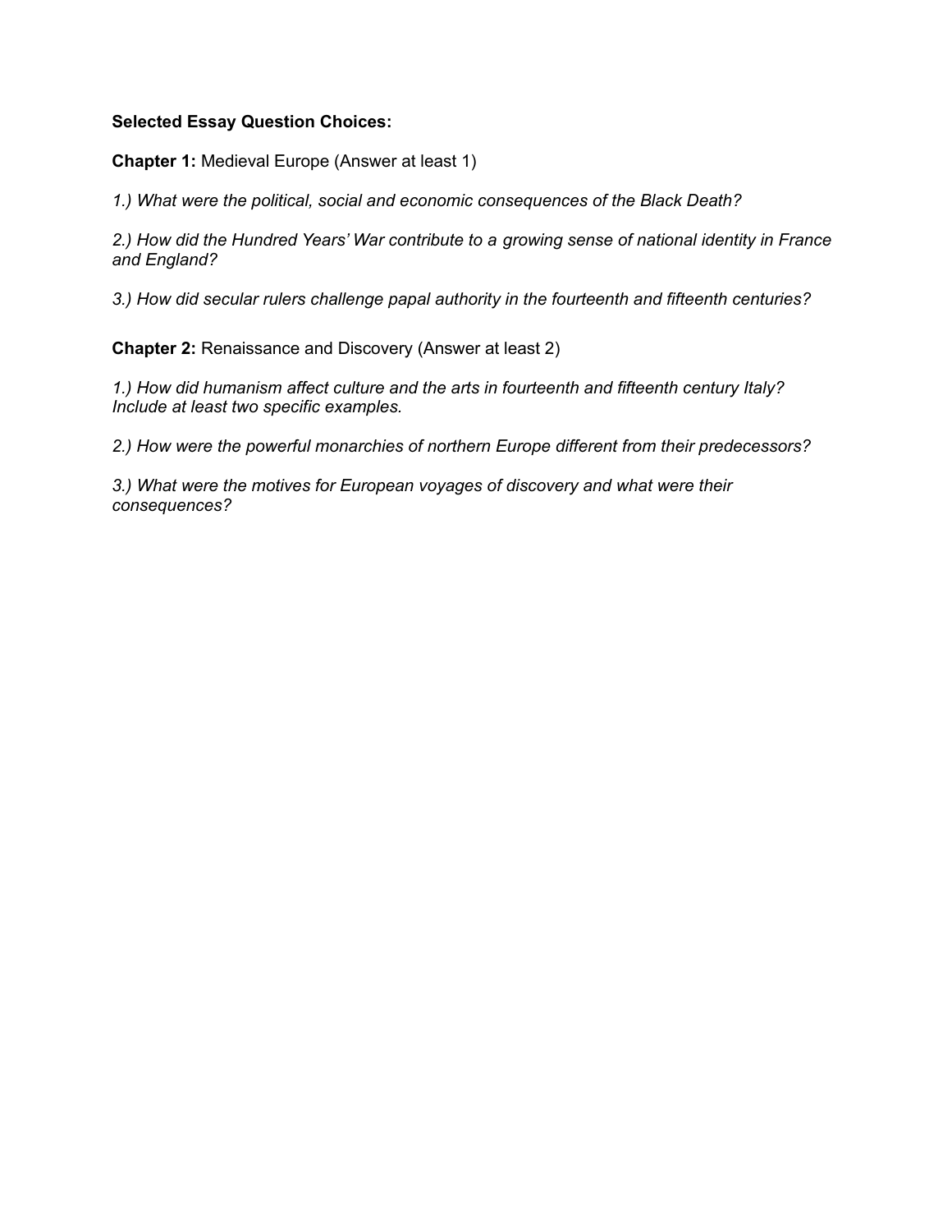**Selected Essay Question Choices:**

**Chapter 1:** Medieval Europe (Answer at least 1)

*1.) What were the political, social and economic consequences of the Black Death?*

*2.) How did the Hundred Years' War contribute to a growing sense of national identity in France and England?*

*3.) How did secular rulers challenge papal authority in the fourteenth and fifteenth centuries?*

**Chapter 2:** Renaissance and Discovery (Answer at least 2)

*1.) How did humanism affect culture and the arts in fourteenth and fifteenth century Italy? Include at least two specific examples.*

*2.) How were the powerful monarchies of northern Europe different from their predecessors?*

*3.) What were the motives for European voyages of discovery and what were their consequences?*